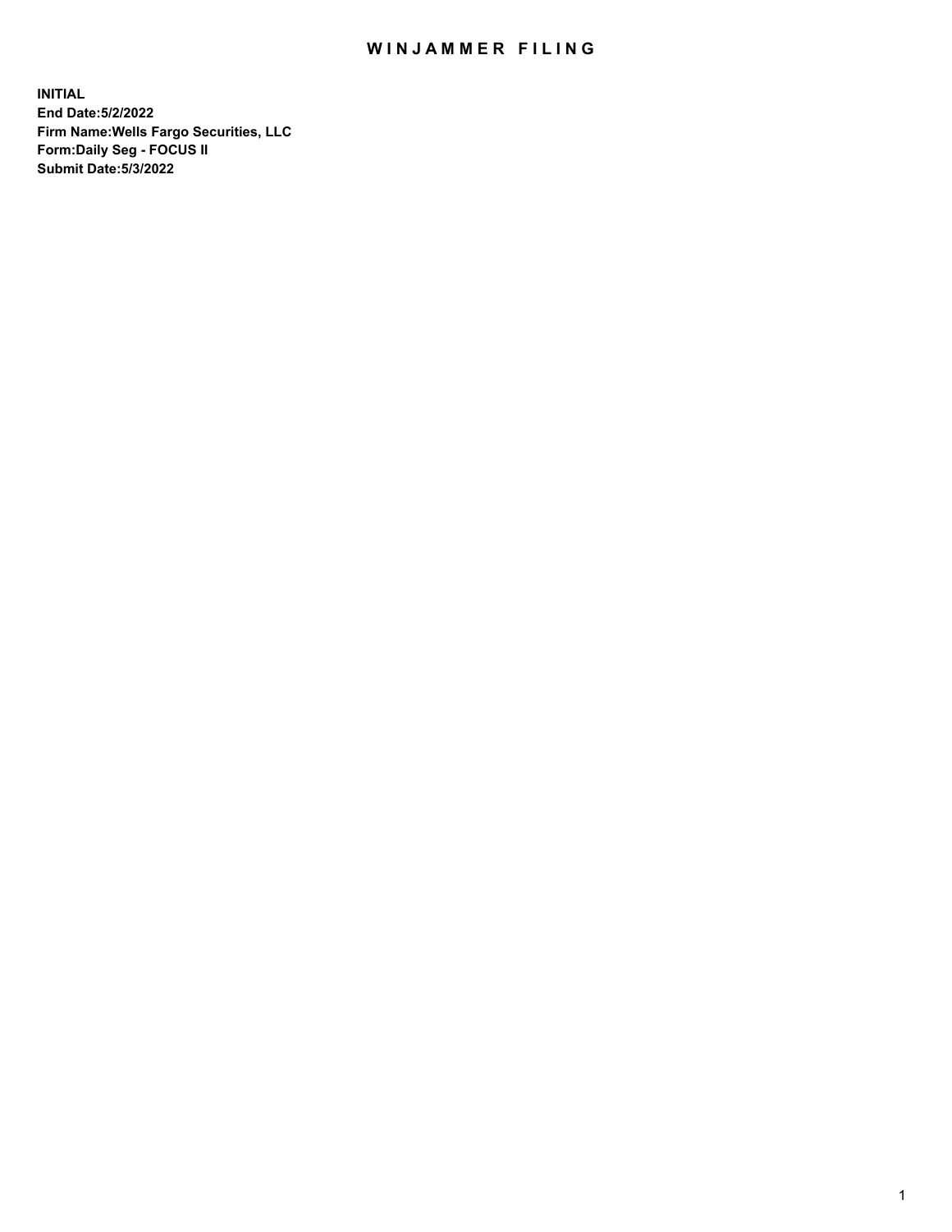# WINJAMMER FILING

**INITIAL**
**End Date:5/2/2022**
**Firm Name:Wells Fargo Securities, LLC**
**Form:Daily Seg - FOCUS II**
**Submit Date:5/3/2022**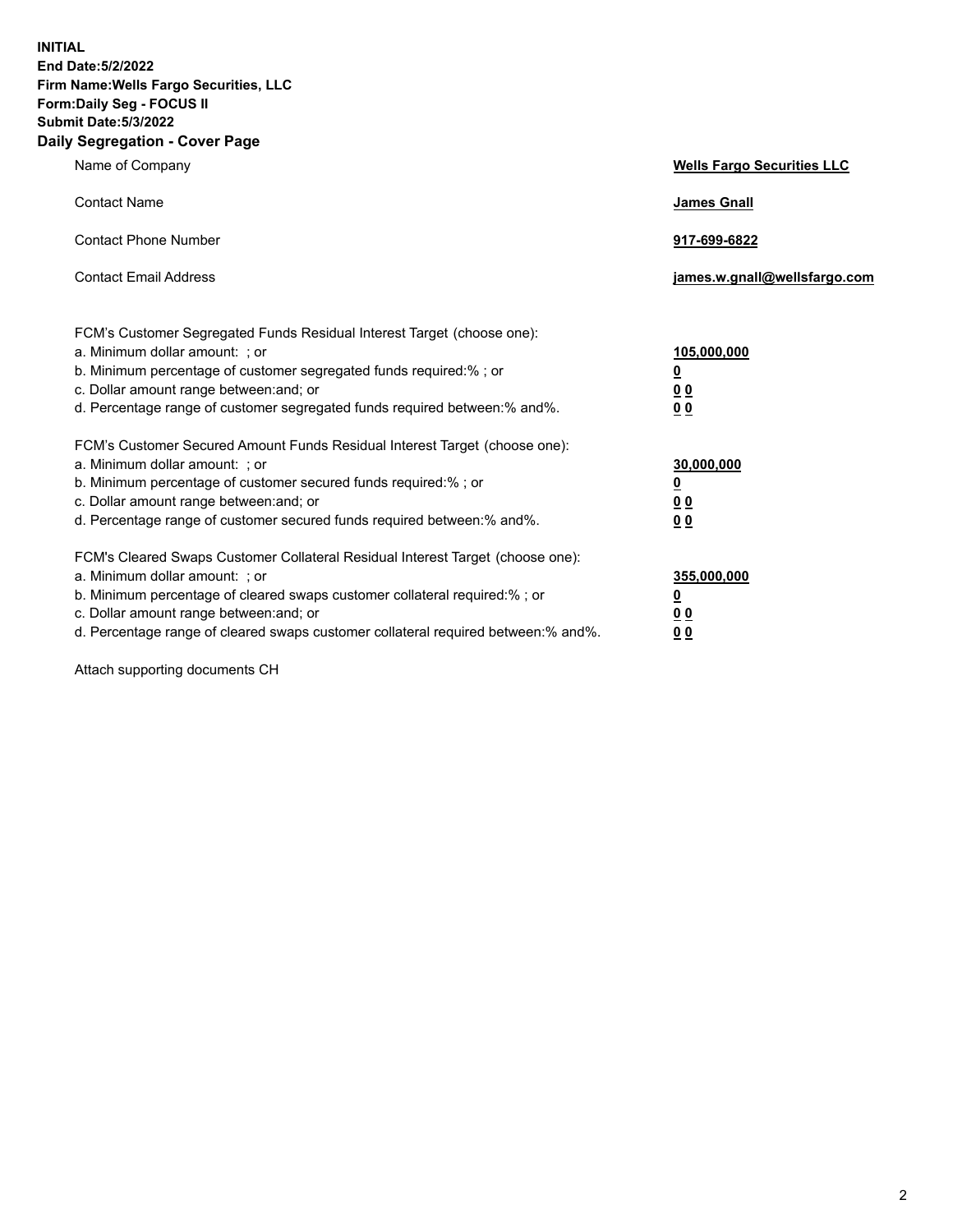**INITIAL**
**End Date:5/2/2022**
**Firm Name:Wells Fargo Securities, LLC**
**Form:Daily Seg - FOCUS II**
**Submit Date:5/3/2022**

## Daily Segregation - Cover Page

| | |
|---|---|
| Name of Company | **Wells Fargo Securities LLC** |
| Contact Name | **James Gnall** |
| Contact Phone Number | **917-699-6822** |
| Contact Email Address | **james.w.gnall@wellsfargo.com** |

| | |
|---|---|
| FCM's Customer Segregated Funds Residual Interest Target (choose one): | |
| a. Minimum dollar amount: ; or | **105,000,000** |
| b. Minimum percentage of customer segregated funds required:% ; or | **0** |
| c. Dollar amount range between:and; or | **0 0** |
| d. Percentage range of customer segregated funds required between:% and%. | **0 0** |
| FCM's Customer Secured Amount Funds Residual Interest Target (choose one): | |
| a. Minimum dollar amount: ; or | **30,000,000** |
| b. Minimum percentage of customer secured funds required:% ; or | **0** |
| c. Dollar amount range between:and; or | **0 0** |
| d. Percentage range of customer secured funds required between:% and%. | **0 0** |
| FCM's Cleared Swaps Customer Collateral Residual Interest Target (choose one): | |
| a. Minimum dollar amount: ; or | **355,000,000** |
| b. Minimum percentage of cleared swaps customer collateral required:% ; or | **0** |
| c. Dollar amount range between:and; or | **0 0** |
| d. Percentage range of cleared swaps customer collateral required between:% and%. | **0 0** |

Attach supporting documents CH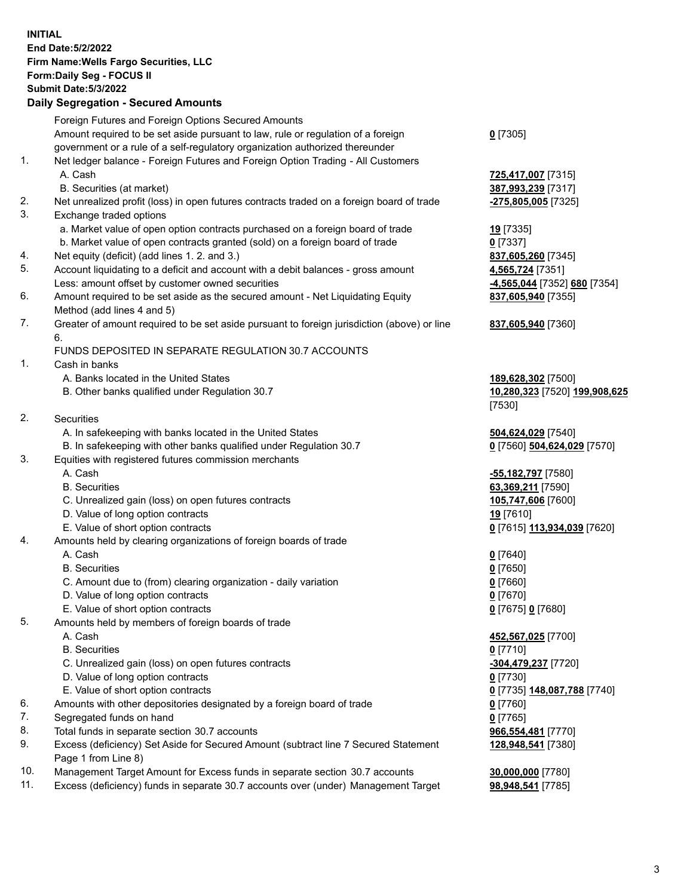**INITIAL**
**End Date:5/2/2022**
**Firm Name:Wells Fargo Securities, LLC**
**Form:Daily Seg - FOCUS II**
**Submit Date:5/3/2022**

## Daily Segregation - Secured Amounts

| | | |
|---|---|---|
| | Foreign Futures and Foreign Options Secured Amounts | |
| | Amount required to be set aside pursuant to law, rule or regulation of a foreign government or a rule of a self-regulatory organization authorized thereunder | **0** [7305] |
| 1. | Net ledger balance - Foreign Futures and Foreign Option Trading - All Customers | |
| | A. Cash | **725,417,007** [7315] |
| | B. Securities (at market) | **387,993,239** [7317] |
| 2. | Net unrealized profit (loss) in open futures contracts traded on a foreign board of trade | **-275,805,005** [7325] |
| 3. | Exchange traded options | |
| | a. Market value of open option contracts purchased on a foreign board of trade | **19** [7335] |
| | b. Market value of open contracts granted (sold) on a foreign board of trade | **0** [7337] |
| 4. | Net equity (deficit) (add lines 1. 2. and 3.) | **837,605,260** [7345] |
| 5. | Account liquidating to a deficit and account with a debit balances - gross amount | **4,565,724** [7351] |
| | Less: amount offset by customer owned securities | **-4,565,044** [7352] **680** [7354] |
| 6. | Amount required to be set aside as the secured amount - Net Liquidating Equity Method (add lines 4 and 5) | **837,605,940** [7355] |
| 7. | Greater of amount required to be set aside pursuant to foreign jurisdiction (above) or line 6. | **837,605,940** [7360] |
| | FUNDS DEPOSITED IN SEPARATE REGULATION 30.7 ACCOUNTS | |
| 1. | Cash in banks | |
| | A. Banks located in the United States | **189,628,302** [7500] |
| | B. Other banks qualified under Regulation 30.7 | **10,280,323** [7520] **199,908,625** [7530] |
| 2. | Securities | |
| | A. In safekeeping with banks located in the United States | **504,624,029** [7540] |
| | B. In safekeeping with other banks qualified under Regulation 30.7 | **0** [7560] **504,624,029** [7570] |
| 3. | Equities with registered futures commission merchants | |
| | A. Cash | **-55,182,797** [7580] |
| | B. Securities | **63,369,211** [7590] |
| | C. Unrealized gain (loss) on open futures contracts | **105,747,606** [7600] |
| | D. Value of long option contracts | **19** [7610] |
| | E. Value of short option contracts | **0** [7615] **113,934,039** [7620] |
| 4. | Amounts held by clearing organizations of foreign boards of trade | |
| | A. Cash | **0** [7640] |
| | B. Securities | **0** [7650] |
| | C. Amount due to (from) clearing organization - daily variation | **0** [7660] |
| | D. Value of long option contracts | **0** [7670] |
| | E. Value of short option contracts | **0** [7675] **0** [7680] |
| 5. | Amounts held by members of foreign boards of trade | |
| | A. Cash | **452,567,025** [7700] |
| | B. Securities | **0** [7710] |
| | C. Unrealized gain (loss) on open futures contracts | **-304,479,237** [7720] |
| | D. Value of long option contracts | **0** [7730] |
| | E. Value of short option contracts | **0** [7735] **148,087,788** [7740] |
| 6. | Amounts with other depositories designated by a foreign board of trade | **0** [7760] |
| 7. | Segregated funds on hand | **0** [7765] |
| 8. | Total funds in separate section 30.7 accounts | **966,554,481** [7770] |
| 9. | Excess (deficiency) Set Aside for Secured Amount (subtract line 7 Secured Statement Page 1 from Line 8) | **128,948,541** [7380] |
| 10. | Management Target Amount for Excess funds in separate section 30.7 accounts | **30,000,000** [7780] |
| 11. | Excess (deficiency) funds in separate 30.7 accounts over (under) Management Target | **98,948,541** [7785] |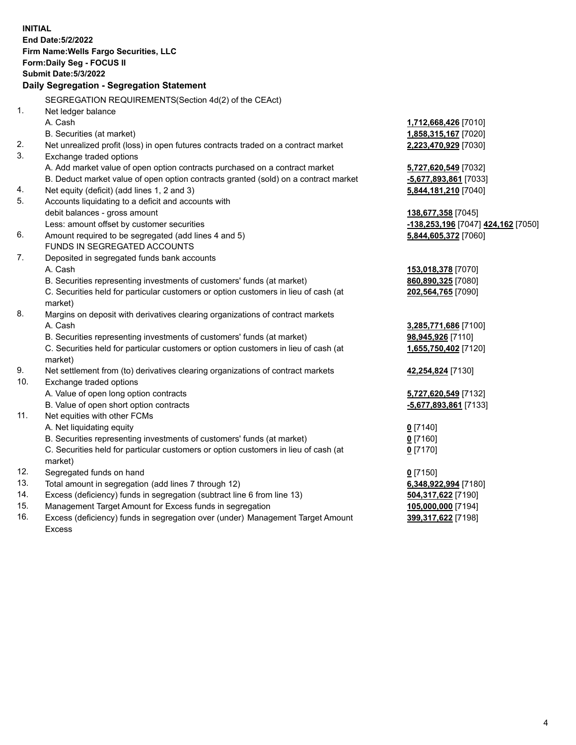**INITIAL**
**End Date:5/2/2022**
**Firm Name:Wells Fargo Securities, LLC**
**Form:Daily Seg - FOCUS II**
**Submit Date:5/3/2022**

**Daily Segregation - Segregation Statement**

SEGREGATION REQUIREMENTS(Section 4d(2) of the CEAct)

| | | |
|---|---|---|
| 1. | Net ledger balance | |
| | A. Cash | **1,712,668,426** [7010] |
| | B. Securities (at market) | **1,858,315,167** [7020] |
| 2. | Net unrealized profit (loss) in open futures contracts traded on a contract market | **2,223,470,929** [7030] |
| 3. | Exchange traded options | |
| | A. Add market value of open option contracts purchased on a contract market | **5,727,620,549** [7032] |
| | B. Deduct market value of open option contracts granted (sold) on a contract market | **-5,677,893,861** [7033] |
| 4. | Net equity (deficit) (add lines 1, 2 and 3) | **5,844,181,210** [7040] |
| 5. | Accounts liquidating to a deficit and accounts with | |
| | debit balances - gross amount | **138,677,358** [7045] |
| | Less: amount offset by customer securities | **-138,253,196** [7047] **424,162** [7050] |
| 6. | Amount required to be segregated (add lines 4 and 5) | **5,844,605,372** [7060] |
| | FUNDS IN SEGREGATED ACCOUNTS | |
| 7. | Deposited in segregated funds bank accounts | |
| | A. Cash | **153,018,378** [7070] |
| | B. Securities representing investments of customers' funds (at market) | **860,890,325** [7080] |
| | C. Securities held for particular customers or option customers in lieu of cash (at market) | **202,564,765** [7090] |
| 8. | Margins on deposit with derivatives clearing organizations of contract markets | |
| | A. Cash | **3,285,771,686** [7100] |
| | B. Securities representing investments of customers' funds (at market) | **98,945,926** [7110] |
| | C. Securities held for particular customers or option customers in lieu of cash (at market) | **1,655,750,402** [7120] |
| 9. | Net settlement from (to) derivatives clearing organizations of contract markets | **42,254,824** [7130] |
| 10. | Exchange traded options | |
| | A. Value of open long option contracts | **5,727,620,549** [7132] |
| | B. Value of open short option contracts | **-5,677,893,861** [7133] |
| 11. | Net equities with other FCMs | |
| | A. Net liquidating equity | **0** [7140] |
| | B. Securities representing investments of customers' funds (at market) | **0** [7160] |
| | C. Securities held for particular customers or option customers in lieu of cash (at market) | **0** [7170] |
| 12. | Segregated funds on hand | **0** [7150] |
| 13. | Total amount in segregation (add lines 7 through 12) | **6,348,922,994** [7180] |
| 14. | Excess (deficiency) funds in segregation (subtract line 6 from line 13) | **504,317,622** [7190] |
| 15. | Management Target Amount for Excess funds in segregation | **105,000,000** [7194] |
| 16. | Excess (deficiency) funds in segregation over (under) Management Target Amount Excess | **399,317,622** [7198] |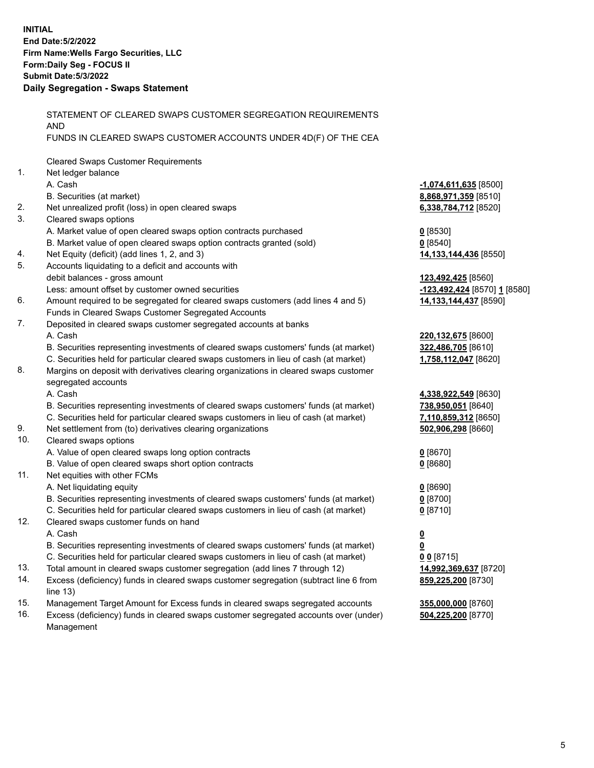**INITIAL**
**End Date:5/2/2022**
**Firm Name:Wells Fargo Securities, LLC**
**Form:Daily Seg - FOCUS II**
**Submit Date:5/3/2022**
**Daily Segregation - Swaps Statement**

STATEMENT OF CLEARED SWAPS CUSTOMER SEGREGATION REQUIREMENTS AND FUNDS IN CLEARED SWAPS CUSTOMER ACCOUNTS UNDER 4D(F) OF THE CEA

| | | |
|---|---|---|
| | Cleared Swaps Customer Requirements | |
| 1. | Net ledger balance | |
| | A. Cash | **-1,074,611,635** [8500] |
| | B. Securities (at market) | **8,868,971,359** [8510] |
| 2. | Net unrealized profit (loss) in open cleared swaps | **6,338,784,712** [8520] |
| 3. | Cleared swaps options | |
| | A. Market value of open cleared swaps option contracts purchased | **0** [8530] |
| | B. Market value of open cleared swaps option contracts granted (sold) | **0** [8540] |
| 4. | Net Equity (deficit) (add lines 1, 2, and 3) | **14,133,144,436** [8550] |
| 5. | Accounts liquidating to a deficit and accounts with debit balances - gross amount | **123,492,425** [8560] |
| | Less: amount offset by customer owned securities | **-123,492,424** [8570] **1** [8580] |
| 6. | Amount required to be segregated for cleared swaps customers (add lines 4 and 5) | **14,133,144,437** [8590] |
| | Funds in Cleared Swaps Customer Segregated Accounts | |
| 7. | Deposited in cleared swaps customer segregated accounts at banks | |
| | A. Cash | **220,132,675** [8600] |
| | B. Securities representing investments of cleared swaps customers' funds (at market) | **322,486,705** [8610] |
| | C. Securities held for particular cleared swaps customers in lieu of cash (at market) | **1,758,112,047** [8620] |
| 8. | Margins on deposit with derivatives clearing organizations in cleared swaps customer segregated accounts | |
| | A. Cash | **4,338,922,549** [8630] |
| | B. Securities representing investments of cleared swaps customers' funds (at market) | **738,950,051** [8640] |
| | C. Securities held for particular cleared swaps customers in lieu of cash (at market) | **7,110,859,312** [8650] |
| 9. | Net settlement from (to) derivatives clearing organizations | **502,906,298** [8660] |
| 10. | Cleared swaps options | |
| | A. Value of open cleared swaps long option contracts | **0** [8670] |
| | B. Value of open cleared swaps short option contracts | **0** [8680] |
| 11. | Net equities with other FCMs | |
| | A. Net liquidating equity | **0** [8690] |
| | B. Securities representing investments of cleared swaps customers' funds (at market) | **0** [8700] |
| | C. Securities held for particular cleared swaps customers in lieu of cash (at market) | **0** [8710] |
| 12. | Cleared swaps customer funds on hand | |
| | A. Cash | **0** |
| | B. Securities representing investments of cleared swaps customers' funds (at market) | **0** |
| | C. Securities held for particular cleared swaps customers in lieu of cash (at market) | **0** **0** [8715] |
| 13. | Total amount in cleared swaps customer segregation (add lines 7 through 12) | **14,992,369,637** [8720] |
| 14. | Excess (deficiency) funds in cleared swaps customer segregation (subtract line 6 from line 13) | **859,225,200** [8730] |
| 15. | Management Target Amount for Excess funds in cleared swaps segregated accounts | **355,000,000** [8760] |
| 16. | Excess (deficiency) funds in cleared swaps customer segregated accounts over (under) Management | **504,225,200** [8770] |